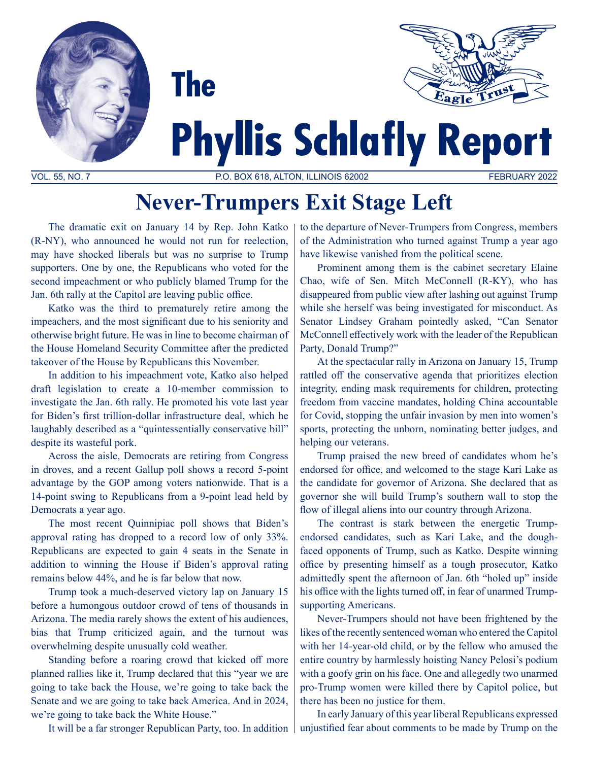# The Phyllis Schlafly Report

VOL. 55, NO. 7 P.O. BOX 618, ALTON, ILLINOIS 62002 FEBRUARY 2022

## Never-Trumpers Exit Stage Left

The dramatic exit on January 14 by Rep. John Katko (R-NY), who announced he would not run for reelection, may have shocked liberals but was no surprise to Trump supporters. One by one, the Republicans who voted for the second impeachment or who publicly blamed Trump for the Jan. 6th rally at the Capitol are leaving public office.

Katko was the third to prematurely retire among the impeachers, and the most significant due to his seniority and otherwise bright future. He was in line to become chairman of the House Homeland Security Committee after the predicted takeover of the House by Republicans this November.

In addition to his impeachment vote, Katko also helped draft legislation to create a 10-member commission to investigate the Jan. 6th rally. He promoted his vote last year for Biden's first trillion-dollar infrastructure deal, which he laughably described as a "quintessentially conservative bill" despite its wasteful pork.

Across the aisle, Democrats are retiring from Congress in droves, and a recent Gallup poll shows a record 5-point advantage by the GOP among voters nationwide. That is a 14-point swing to Republicans from a 9-point lead held by Democrats a year ago.

The most recent Quinnipiac poll shows that Biden's approval rating has dropped to a record low of only 33%. Republicans are expected to gain 4 seats in the Senate in addition to winning the House if Biden's approval rating remains below 44%, and he is far below that now.

Trump took a much-deserved victory lap on January 15 before a humongous outdoor crowd of tens of thousands in Arizona. The media rarely shows the extent of his audiences, bias that Trump criticized again, and the turnout was overwhelming despite unusually cold weather.

Standing before a roaring crowd that kicked off more planned rallies like it, Trump declared that this "year we are going to take back the House, we're going to take back the Senate and we are going to take back America. And in 2024, we're going to take back the White House."

It will be a far stronger Republican Party, too. In addition to the departure of Never-Trumpers from Congress, members of the Administration who turned against Trump a year ago have likewise vanished from the political scene.

Prominent among them is the cabinet secretary Elaine Chao, wife of Sen. Mitch McConnell (R-KY), who has disappeared from public view after lashing out against Trump while she herself was being investigated for misconduct. As Senator Lindsey Graham pointedly asked, "Can Senator McConnell effectively work with the leader of the Republican Party, Donald Trump?"

At the spectacular rally in Arizona on January 15, Trump rattled off the conservative agenda that prioritizes election integrity, ending mask requirements for children, protecting freedom from vaccine mandates, holding China accountable for Covid, stopping the unfair invasion by men into women's sports, protecting the unborn, nominating better judges, and helping our veterans.

Trump praised the new breed of candidates whom he's endorsed for office, and welcomed to the stage Kari Lake as the candidate for governor of Arizona. She declared that as governor she will build Trump's southern wall to stop the flow of illegal aliens into our country through Arizona.

The contrast is stark between the energetic Trump-endorsed candidates, such as Kari Lake, and the dough-faced opponents of Trump, such as Katko. Despite winning office by presenting himself as a tough prosecutor, Katko admittedly spent the afternoon of Jan. 6th "holed up" inside his office with the lights turned off, in fear of unarmed Trump-supporting Americans.

Never-Trumpers should not have been frightened by the likes of the recently sentenced woman who entered the Capitol with her 14-year-old child, or by the fellow who amused the entire country by harmlessly hoisting Nancy Pelosi's podium with a goofy grin on his face. One and allegedly two unarmed pro-Trump women were killed there by Capitol police, but there has been no justice for them.

In early January of this year liberal Republicans expressed unjustified fear about comments to be made by Trump on the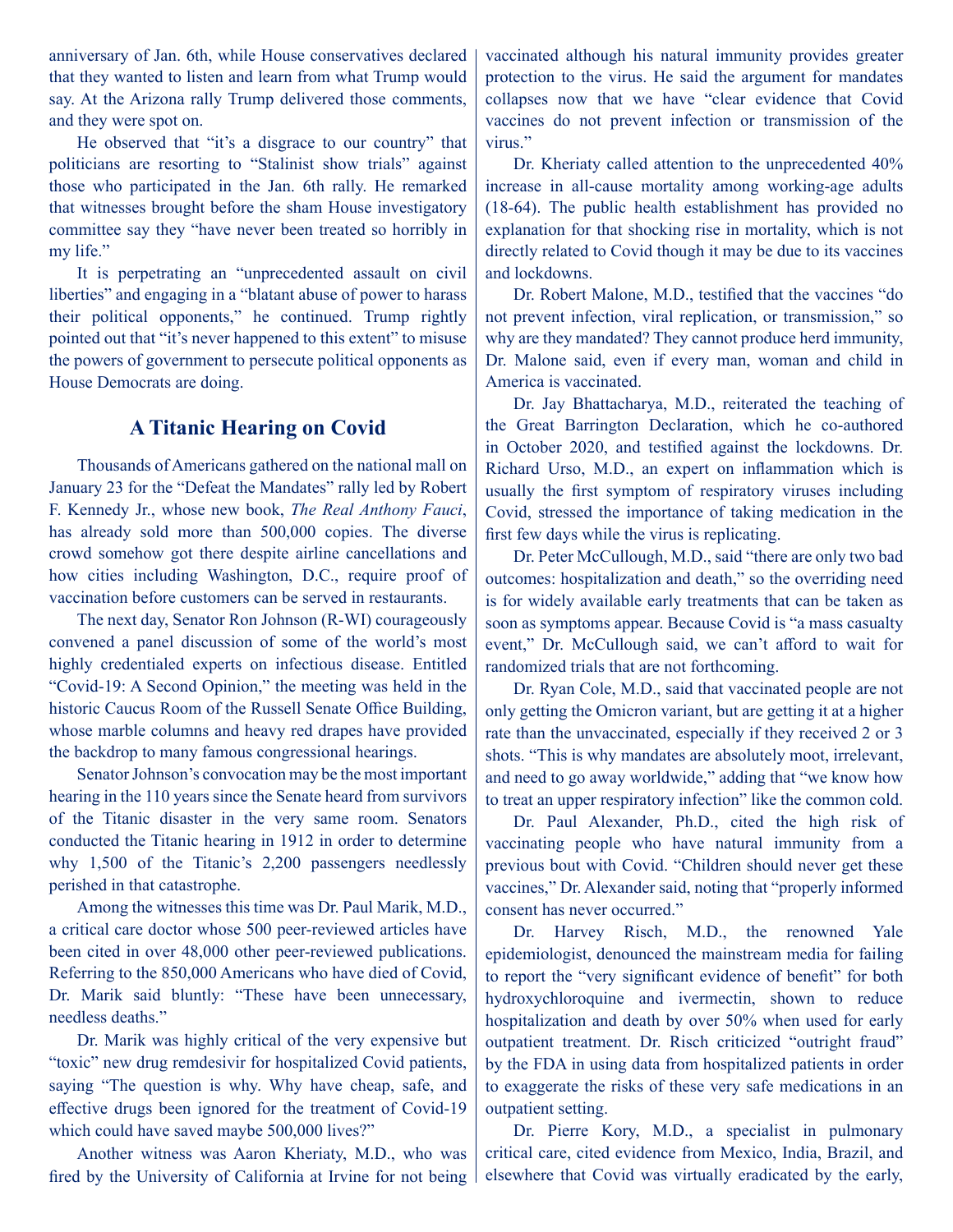anniversary of Jan. 6th, while House conservatives declared that they wanted to listen and learn from what Trump would say. At the Arizona rally Trump delivered those comments, and they were spot on.

He observed that "it's a disgrace to our country" that politicians are resorting to "Stalinist show trials" against those who participated in the Jan. 6th rally. He remarked that witnesses brought before the sham House investigatory committee say they "have never been treated so horribly in my life."

It is perpetrating an "unprecedented assault on civil liberties" and engaging in a "blatant abuse of power to harass their political opponents," he continued. Trump rightly pointed out that "it's never happened to this extent" to misuse the powers of government to persecute political opponents as House Democrats are doing.

## A Titanic Hearing on Covid

Thousands of Americans gathered on the national mall on January 23 for the "Defeat the Mandates" rally led by Robert F. Kennedy Jr., whose new book, *The Real Anthony Fauci*, has already sold more than 500,000 copies. The diverse crowd somehow got there despite airline cancellations and how cities including Washington, D.C., require proof of vaccination before customers can be served in restaurants.

The next day, Senator Ron Johnson (R-WI) courageously convened a panel discussion of some of the world's most highly credentialed experts on infectious disease. Entitled "Covid-19: A Second Opinion," the meeting was held in the historic Caucus Room of the Russell Senate Office Building, whose marble columns and heavy red drapes have provided the backdrop to many famous congressional hearings.

Senator Johnson's convocation may be the most important hearing in the 110 years since the Senate heard from survivors of the Titanic disaster in the very same room. Senators conducted the Titanic hearing in 1912 in order to determine why 1,500 of the Titanic's 2,200 passengers needlessly perished in that catastrophe.

Among the witnesses this time was Dr. Paul Marik, M.D., a critical care doctor whose 500 peer-reviewed articles have been cited in over 48,000 other peer-reviewed publications. Referring to the 850,000 Americans who have died of Covid, Dr. Marik said bluntly: "These have been unnecessary, needless deaths."

Dr. Marik was highly critical of the very expensive but "toxic" new drug remdesivir for hospitalized Covid patients, saying "The question is why. Why have cheap, safe, and effective drugs been ignored for the treatment of Covid-19 which could have saved maybe 500,000 lives?"

Another witness was Aaron Kheriaty, M.D., who was fired by the University of California at Irvine for not being vaccinated although his natural immunity provides greater protection to the virus. He said the argument for mandates collapses now that we have "clear evidence that Covid vaccines do not prevent infection or transmission of the virus."

Dr. Kheriaty called attention to the unprecedented 40% increase in all-cause mortality among working-age adults (18-64). The public health establishment has provided no explanation for that shocking rise in mortality, which is not directly related to Covid though it may be due to its vaccines and lockdowns.

Dr. Robert Malone, M.D., testified that the vaccines "do not prevent infection, viral replication, or transmission," so why are they mandated? They cannot produce herd immunity, Dr. Malone said, even if every man, woman and child in America is vaccinated.

Dr. Jay Bhattacharya, M.D., reiterated the teaching of the Great Barrington Declaration, which he co-authored in October 2020, and testified against the lockdowns. Dr. Richard Urso, M.D., an expert on inflammation which is usually the first symptom of respiratory viruses including Covid, stressed the importance of taking medication in the first few days while the virus is replicating.

Dr. Peter McCullough, M.D., said "there are only two bad outcomes: hospitalization and death," so the overriding need is for widely available early treatments that can be taken as soon as symptoms appear. Because Covid is "a mass casualty event," Dr. McCullough said, we can't afford to wait for randomized trials that are not forthcoming.

Dr. Ryan Cole, M.D., said that vaccinated people are not only getting the Omicron variant, but are getting it at a higher rate than the unvaccinated, especially if they received 2 or 3 shots. "This is why mandates are absolutely moot, irrelevant, and need to go away worldwide," adding that "we know how to treat an upper respiratory infection" like the common cold.

Dr. Paul Alexander, Ph.D., cited the high risk of vaccinating people who have natural immunity from a previous bout with Covid. "Children should never get these vaccines," Dr. Alexander said, noting that "properly informed consent has never occurred."

Dr. Harvey Risch, M.D., the renowned Yale epidemiologist, denounced the mainstream media for failing to report the "very significant evidence of benefit" for both hydroxychloroquine and ivermectin, shown to reduce hospitalization and death by over 50% when used for early outpatient treatment. Dr. Risch criticized "outright fraud" by the FDA in using data from hospitalized patients in order to exaggerate the risks of these very safe medications in an outpatient setting.

Dr. Pierre Kory, M.D., a specialist in pulmonary critical care, cited evidence from Mexico, India, Brazil, and elsewhere that Covid was virtually eradicated by the early,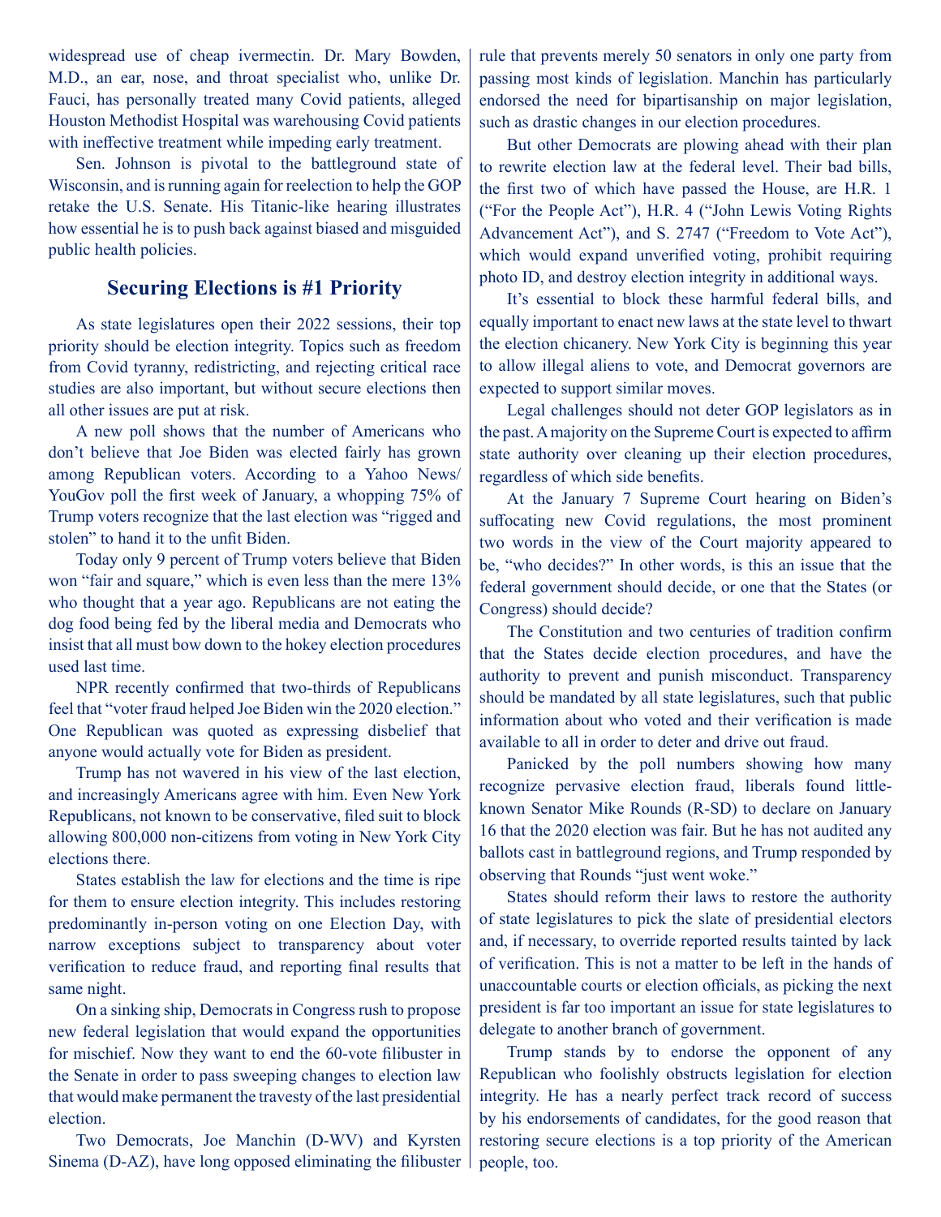widespread use of cheap ivermectin. Dr. Mary Bowden, M.D., an ear, nose, and throat specialist who, unlike Dr. Fauci, has personally treated many Covid patients, alleged Houston Methodist Hospital was warehousing Covid patients with ineffective treatment while impeding early treatment.

Sen. Johnson is pivotal to the battleground state of Wisconsin, and is running again for reelection to help the GOP retake the U.S. Senate. His Titanic-like hearing illustrates how essential he is to push back against biased and misguided public health policies.

## Securing Elections is #1 Priority

As state legislatures open their 2022 sessions, their top priority should be election integrity. Topics such as freedom from Covid tyranny, redistricting, and rejecting critical race studies are also important, but without secure elections then all other issues are put at risk.

A new poll shows that the number of Americans who don't believe that Joe Biden was elected fairly has grown among Republican voters. According to a Yahoo News/YouGov poll the first week of January, a whopping 75% of Trump voters recognize that the last election was "rigged and stolen" to hand it to the unfit Biden.

Today only 9 percent of Trump voters believe that Biden won "fair and square," which is even less than the mere 13% who thought that a year ago. Republicans are not eating the dog food being fed by the liberal media and Democrats who insist that all must bow down to the hokey election procedures used last time.

NPR recently confirmed that two-thirds of Republicans feel that "voter fraud helped Joe Biden win the 2020 election." One Republican was quoted as expressing disbelief that anyone would actually vote for Biden as president.

Trump has not wavered in his view of the last election, and increasingly Americans agree with him. Even New York Republicans, not known to be conservative, filed suit to block allowing 800,000 non-citizens from voting in New York City elections there.

States establish the law for elections and the time is ripe for them to ensure election integrity. This includes restoring predominantly in-person voting on one Election Day, with narrow exceptions subject to transparency about voter verification to reduce fraud, and reporting final results that same night.

On a sinking ship, Democrats in Congress rush to propose new federal legislation that would expand the opportunities for mischief. Now they want to end the 60-vote filibuster in the Senate in order to pass sweeping changes to election law that would make permanent the travesty of the last presidential election.

Two Democrats, Joe Manchin (D-WV) and Kyrsten Sinema (D-AZ), have long opposed eliminating the filibuster rule that prevents merely 50 senators in only one party from passing most kinds of legislation. Manchin has particularly endorsed the need for bipartisanship on major legislation, such as drastic changes in our election procedures.

But other Democrats are plowing ahead with their plan to rewrite election law at the federal level. Their bad bills, the first two of which have passed the House, are H.R. 1 ("For the People Act"), H.R. 4 ("John Lewis Voting Rights Advancement Act"), and S. 2747 ("Freedom to Vote Act"), which would expand unverified voting, prohibit requiring photo ID, and destroy election integrity in additional ways.

It's essential to block these harmful federal bills, and equally important to enact new laws at the state level to thwart the election chicanery. New York City is beginning this year to allow illegal aliens to vote, and Democrat governors are expected to support similar moves.

Legal challenges should not deter GOP legislators as in the past. A majority on the Supreme Court is expected to affirm state authority over cleaning up their election procedures, regardless of which side benefits.

At the January 7 Supreme Court hearing on Biden's suffocating new Covid regulations, the most prominent two words in the view of the Court majority appeared to be, "who decides?" In other words, is this an issue that the federal government should decide, or one that the States (or Congress) should decide?

The Constitution and two centuries of tradition confirm that the States decide election procedures, and have the authority to prevent and punish misconduct. Transparency should be mandated by all state legislatures, such that public information about who voted and their verification is made available to all in order to deter and drive out fraud.

Panicked by the poll numbers showing how many recognize pervasive election fraud, liberals found little-known Senator Mike Rounds (R-SD) to declare on January 16 that the 2020 election was fair. But he has not audited any ballots cast in battleground regions, and Trump responded by observing that Rounds "just went woke."

States should reform their laws to restore the authority of state legislatures to pick the slate of presidential electors and, if necessary, to override reported results tainted by lack of verification. This is not a matter to be left in the hands of unaccountable courts or election officials, as picking the next president is far too important an issue for state legislatures to delegate to another branch of government.

Trump stands by to endorse the opponent of any Republican who foolishly obstructs legislation for election integrity. He has a nearly perfect track record of success by his endorsements of candidates, for the good reason that restoring secure elections is a top priority of the American people, too.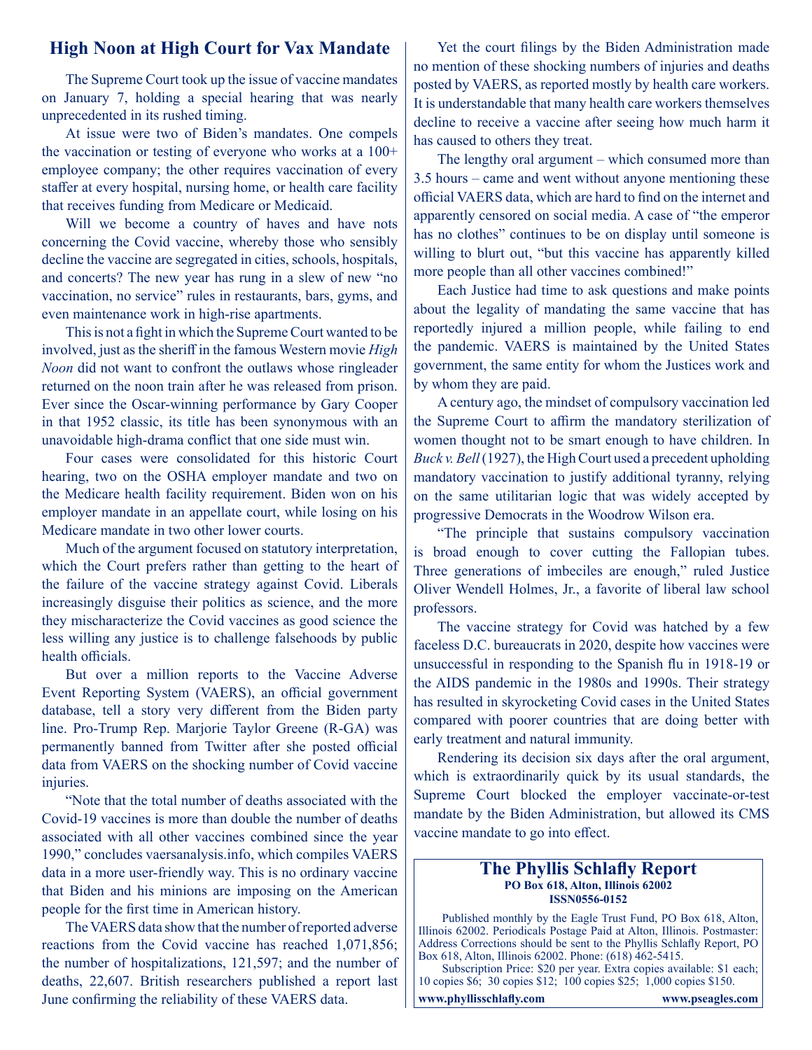## High Noon at High Court for Vax Mandate

The Supreme Court took up the issue of vaccine mandates on January 7, holding a special hearing that was nearly unprecedented in its rushed timing.

At issue were two of Biden's mandates. One compels the vaccination or testing of everyone who works at a 100+ employee company; the other requires vaccination of every staffer at every hospital, nursing home, or health care facility that receives funding from Medicare or Medicaid.

Will we become a country of haves and have nots concerning the Covid vaccine, whereby those who sensibly decline the vaccine are segregated in cities, schools, hospitals, and concerts? The new year has rung in a slew of new "no vaccination, no service" rules in restaurants, bars, gyms, and even maintenance work in high-rise apartments.

This is not a fight in which the Supreme Court wanted to be involved, just as the sheriff in the famous Western movie *High Noon* did not want to confront the outlaws whose ringleader returned on the noon train after he was released from prison. Ever since the Oscar-winning performance by Gary Cooper in that 1952 classic, its title has been synonymous with an unavoidable high-drama conflict that one side must win.

Four cases were consolidated for this historic Court hearing, two on the OSHA employer mandate and two on the Medicare health facility requirement. Biden won on his employer mandate in an appellate court, while losing on his Medicare mandate in two other lower courts.

Much of the argument focused on statutory interpretation, which the Court prefers rather than getting to the heart of the failure of the vaccine strategy against Covid. Liberals increasingly disguise their politics as science, and the more they mischaracterize the Covid vaccines as good science the less willing any justice is to challenge falsehoods by public health officials.

But over a million reports to the Vaccine Adverse Event Reporting System (VAERS), an official government database, tell a story very different from the Biden party line. Pro-Trump Rep. Marjorie Taylor Greene (R-GA) was permanently banned from Twitter after she posted official data from VAERS on the shocking number of Covid vaccine injuries.

"Note that the total number of deaths associated with the Covid-19 vaccines is more than double the number of deaths associated with all other vaccines combined since the year 1990," concludes vaersanalysis.info, which compiles VAERS data in a more user-friendly way. This is no ordinary vaccine that Biden and his minions are imposing on the American people for the first time in American history.

The VAERS data show that the number of reported adverse reactions from the Covid vaccine has reached 1,071,856; the number of hospitalizations, 121,597; and the number of deaths, 22,607. British researchers published a report last June confirming the reliability of these VAERS data.

Yet the court filings by the Biden Administration made no mention of these shocking numbers of injuries and deaths posted by VAERS, as reported mostly by health care workers. It is understandable that many health care workers themselves decline to receive a vaccine after seeing how much harm it has caused to others they treat.

The lengthy oral argument – which consumed more than 3.5 hours – came and went without anyone mentioning these official VAERS data, which are hard to find on the internet and apparently censored on social media. A case of "the emperor has no clothes" continues to be on display until someone is willing to blurt out, "but this vaccine has apparently killed more people than all other vaccines combined!"

Each Justice had time to ask questions and make points about the legality of mandating the same vaccine that has reportedly injured a million people, while failing to end the pandemic. VAERS is maintained by the United States government, the same entity for whom the Justices work and by whom they are paid.

A century ago, the mindset of compulsory vaccination led the Supreme Court to affirm the mandatory sterilization of women thought not to be smart enough to have children. In *Buck v. Bell* (1927), the High Court used a precedent upholding mandatory vaccination to justify additional tyranny, relying on the same utilitarian logic that was widely accepted by progressive Democrats in the Woodrow Wilson era.

"The principle that sustains compulsory vaccination is broad enough to cover cutting the Fallopian tubes. Three generations of imbeciles are enough," ruled Justice Oliver Wendell Holmes, Jr., a favorite of liberal law school professors.

The vaccine strategy for Covid was hatched by a few faceless D.C. bureaucrats in 2020, despite how vaccines were unsuccessful in responding to the Spanish flu in 1918-19 or the AIDS pandemic in the 1980s and 1990s. Their strategy has resulted in skyrocketing Covid cases in the United States compared with poorer countries that are doing better with early treatment and natural immunity.

Rendering its decision six days after the oral argument, which is extraordinarily quick by its usual standards, the Supreme Court blocked the employer vaccinate-or-test mandate by the Biden Administration, but allowed its CMS vaccine mandate to go into effect.

---

**The Phyllis Schlafly Report**
**PO Box 618, Alton, Illinois 62002**
**ISSN0556-0152**

Published monthly by the Eagle Trust Fund, PO Box 618, Alton, Illinois 62002. Periodicals Postage Paid at Alton, Illinois. Postmaster: Address Corrections should be sent to the Phyllis Schlafly Report, PO Box 618, Alton, Illinois 62002. Phone: (618) 462-5415.

Subscription Price: $20 per year. Extra copies available: $1 each; 10 copies $6; 30 copies $12; 100 copies $25; 1,000 copies $150.

**www.phyllisschlafly.com** **www.pseagles.com**